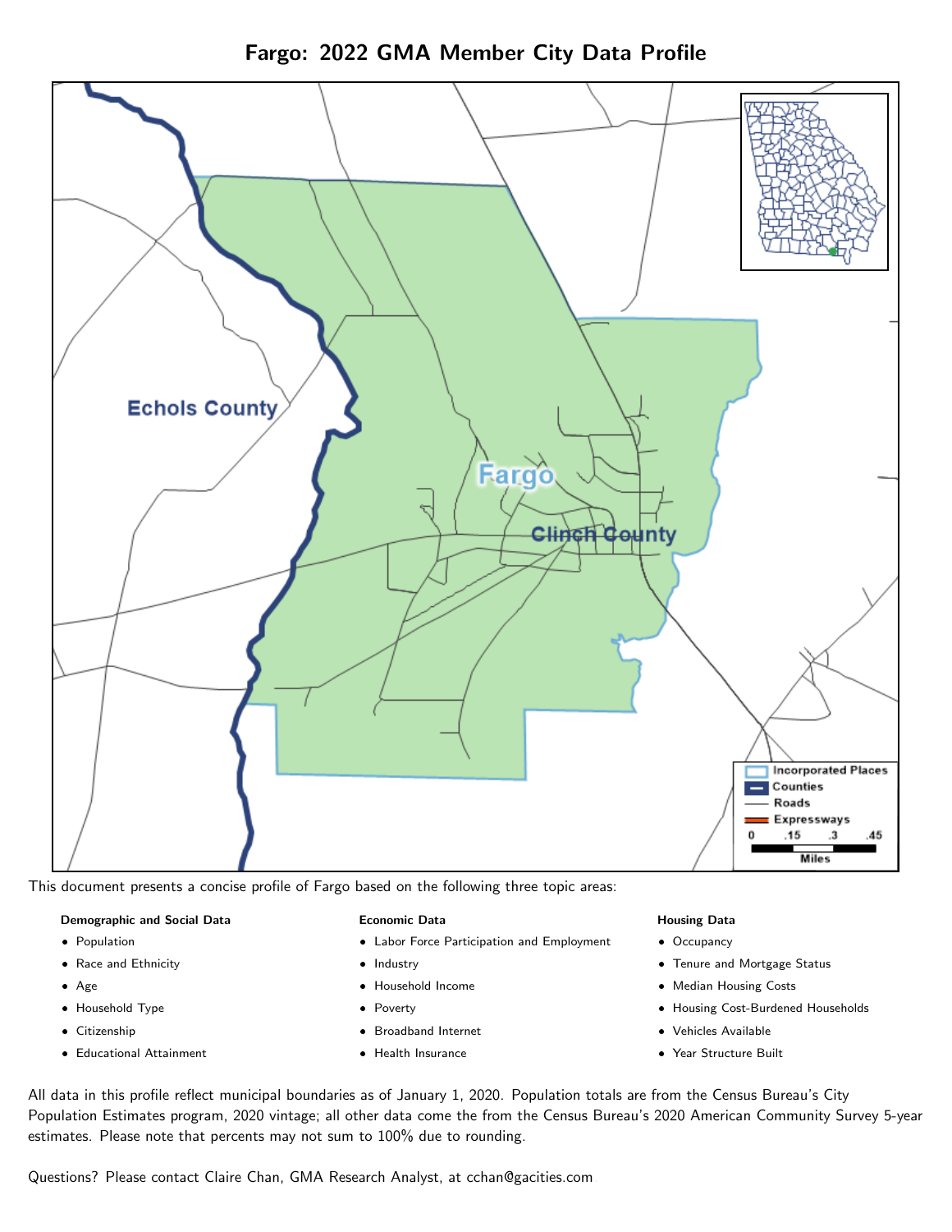# Fargo: 2022 GMA Member City Data Profile

This document presents a concise profile of Fargo based on the following three topic areas:

**Demographic and Social Data**

- Population
- Race and Ethnicity
- Age
- Household Type
- Citizenship
- Educational Attainment

**Economic Data**

- Labor Force Participation and Employment
- Industry
- Household Income
- Poverty
- Broadband Internet
- Health Insurance

**Housing Data**

- Occupancy
- Tenure and Mortgage Status
- Median Housing Costs
- Housing Cost-Burdened Households
- Vehicles Available
- Year Structure Built

All data in this profile reflect municipal boundaries as of January 1, 2020. Population totals are from the Census Bureau's City Population Estimates program, 2020 vintage; all other data come the from the Census Bureau's 2020 American Community Survey 5-year estimates. Please note that percents may not sum to 100% due to rounding.

Questions? Please contact Claire Chan, GMA Research Analyst, at cchan@gacities.com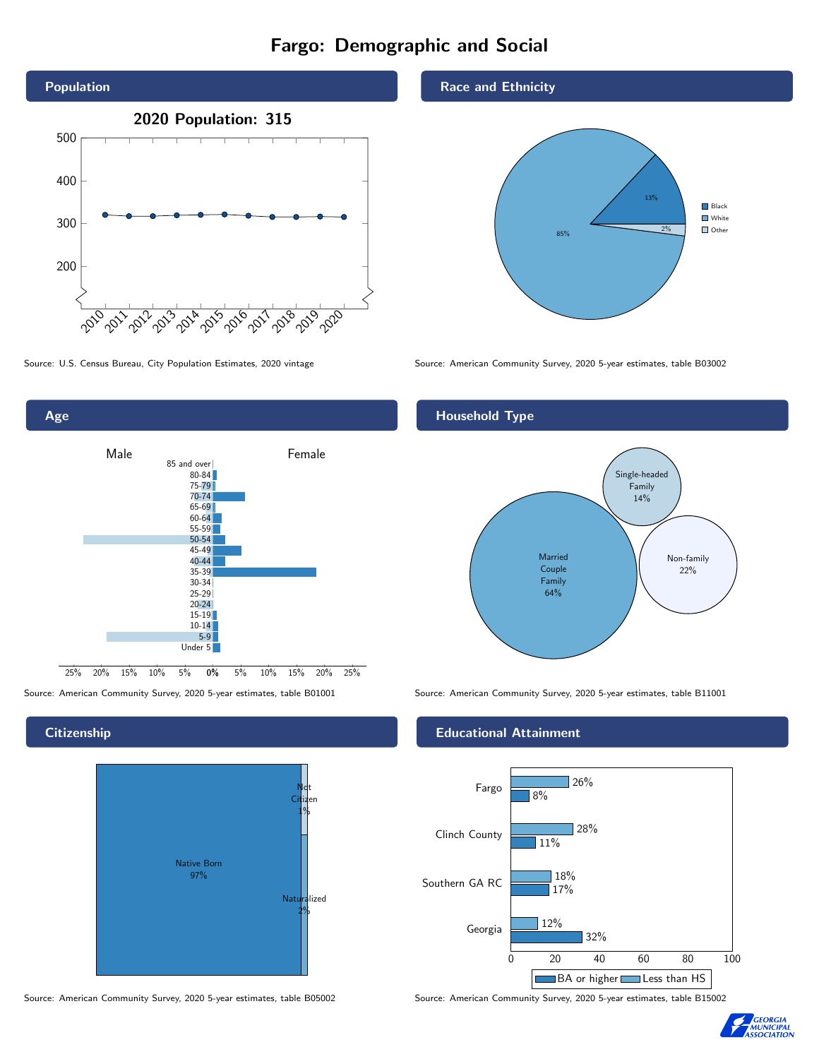# Fargo: Demographic and Social

## Population

**2020 Population: 315**

Source: U.S. Census Bureau, City Population Estimates, 2020 vintage

## Race and Ethnicity

| Race | Percent |
| --- | --- |
| Black | 13% |
| White | 85% |
| Other | 2% |

Source: American Community Survey, 2020 5-year estimates, table B03002

## Age

Source: American Community Survey, 2020 5-year estimates, table B01001

## Household Type

| Household Type | Percent |
| --- | --- |
| Married Couple Family | 64% |
| Single-headed Family | 14% |
| Non-family | 22% |

Source: American Community Survey, 2020 5-year estimates, table B11001

## Citizenship

| Citizenship | Percent |
| --- | --- |
| Native Born | 97% |
| Not Citizen | 1% |
| Naturalized | 2% |

Source: American Community Survey, 2020 5-year estimates, table B05002

## Educational Attainment

| | Less than HS | BA or higher |
| --- | --- | --- |
| Fargo | 26% | 8% |
| Clinch County | 28% | 11% |
| Southern GA RC | 18% | 17% |
| Georgia | 12% | 32% |

Source: American Community Survey, 2020 5-year estimates, table B15002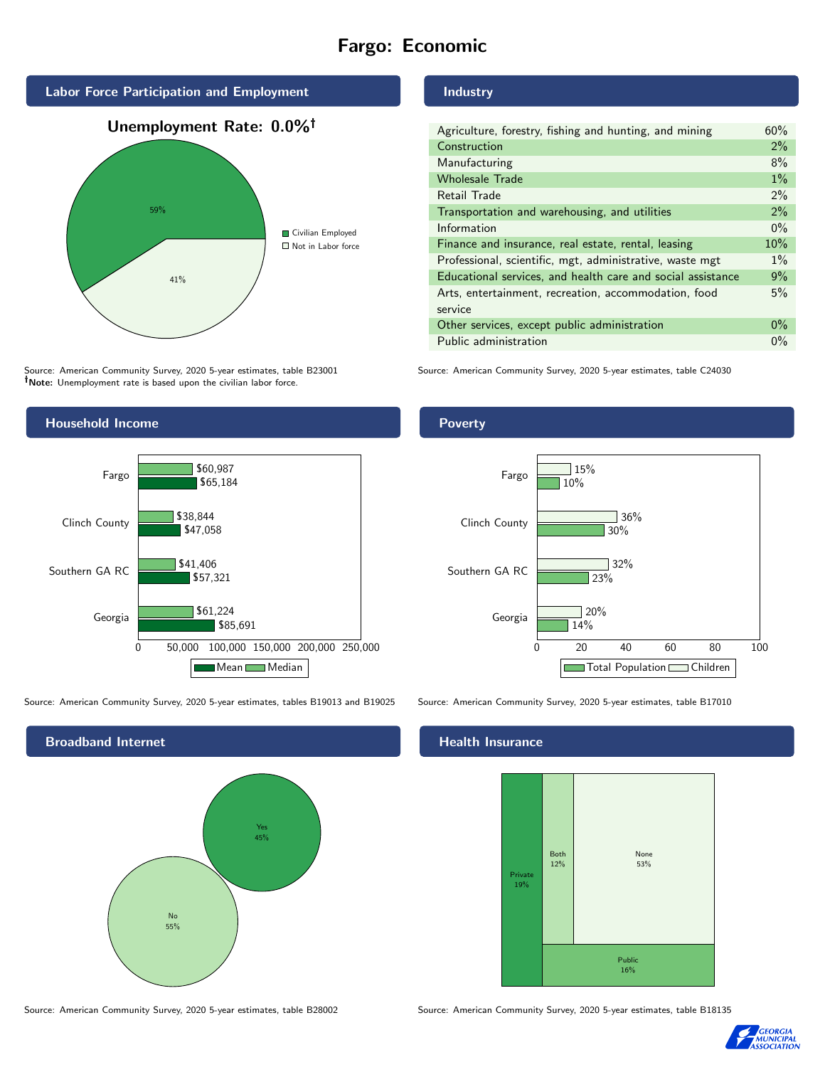# Fargo: Economic

## Labor Force Participation and Employment

**Unemployment Rate: 0.0%†**

| Category | Percent |
|---|---|
| Civilian Employed | 59% |
| Not in Labor force | 41% |

Source: American Community Survey, 2020 5-year estimates, table B23001
**†Note:** Unemployment rate is based upon the civilian labor force.

## Industry

| Industry | Percent |
|---|---|
| Agriculture, forestry, fishing and hunting, and mining | 60% |
| Construction | 2% |
| Manufacturing | 8% |
| Wholesale Trade | 1% |
| Retail Trade | 2% |
| Transportation and warehousing, and utilities | 2% |
| Information | 0% |
| Finance and insurance, real estate, rental, leasing | 10% |
| Professional, scientific, mgt, administrative, waste mgt | 1% |
| Educational services, and health care and social assistance | 9% |
| Arts, entertainment, recreation, accommodation, food service | 5% |
| Other services, except public administration | 0% |
| Public administration | 0% |

Source: American Community Survey, 2020 5-year estimates, table C24030

## Household Income

| Area | Median | Mean |
|---|---|---|
| Fargo | $60,987 | $65,184 |
| Clinch County | $38,844 | $47,058 |
| Southern GA RC | $41,406 | $57,321 |
| Georgia | $61,224 | $85,691 |

Source: American Community Survey, 2020 5-year estimates, tables B19013 and B19025

## Poverty

| Area | Children | Total Population |
|---|---|---|
| Fargo | 15% | 10% |
| Clinch County | 36% | 30% |
| Southern GA RC | 32% | 23% |
| Georgia | 20% | 14% |

Source: American Community Survey, 2020 5-year estimates, table B17010

## Broadband Internet

| Response | Percent |
|---|---|
| Yes | 45% |
| No | 55% |

Source: American Community Survey, 2020 5-year estimates, table B28002

## Health Insurance

| Type | Percent |
|---|---|
| Private | 19% |
| Both | 12% |
| None | 53% |
| Public | 16% |

Source: American Community Survey, 2020 5-year estimates, table B18135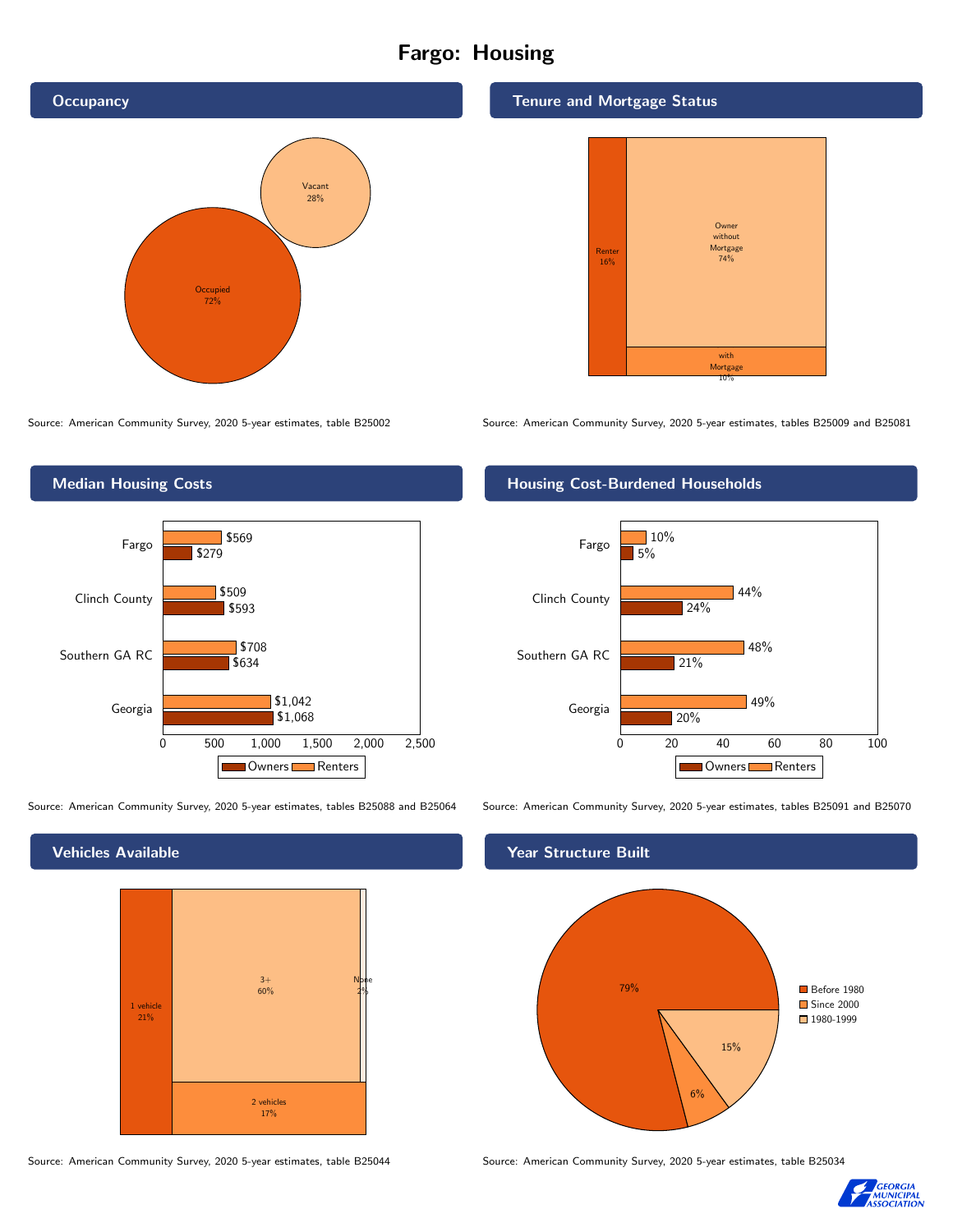# Fargo: Housing

## Occupancy

Vacant
28%

Occupied
72%

Source: American Community Survey, 2020 5-year estimates, table B25002

## Tenure and Mortgage Status

Renter
16%

Owner
without
Mortgage
74%

with
Mortgage
10%

Source: American Community Survey, 2020 5-year estimates, tables B25009 and B25081

## Median Housing Costs

Fargo
$569
$279

Clinch County
$509
$593

Southern GA RC
$708
$634

Georgia
$1,042
$1,068

0 500 1,000 1,500 2,000 2,500

Owners Renters

Source: American Community Survey, 2020 5-year estimates, tables B25088 and B25064

## Housing Cost-Burdened Households

Fargo
10%
5%

Clinch County
44%
24%

Southern GA RC
48%
21%

Georgia
49%
20%

0 20 40 60 80 100

Owners Renters

Source: American Community Survey, 2020 5-year estimates, tables B25091 and B25070

## Vehicles Available

1 vehicle
21%

3+
60%

None
2%

2 vehicles
17%

Source: American Community Survey, 2020 5-year estimates, table B25044

## Year Structure Built

79%

15%

6%

Before 1980
Since 2000
1980-1999

Source: American Community Survey, 2020 5-year estimates, table B25034

GEORGIA MUNICIPAL ASSOCIATION